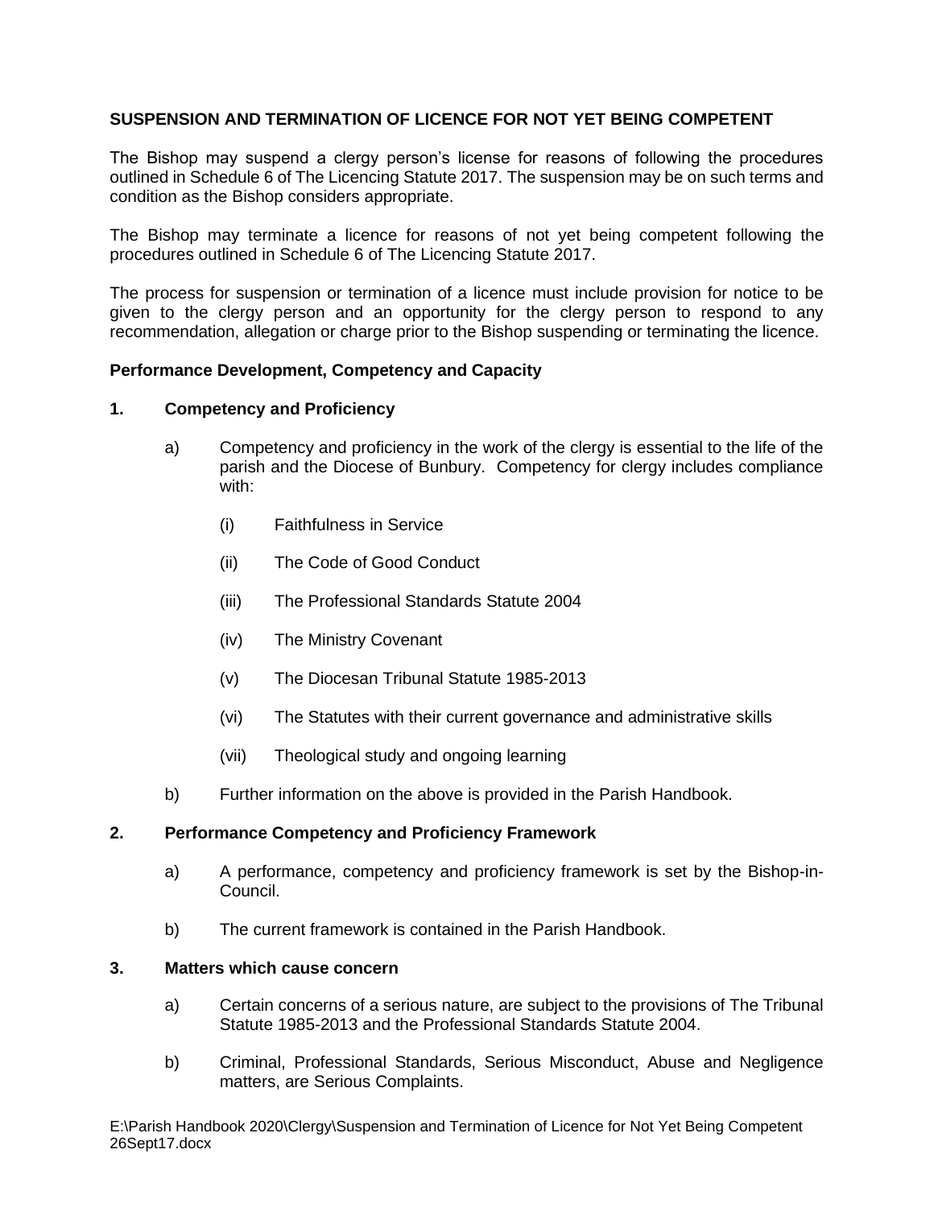## SUSPENSION AND TERMINATION OF LICENCE FOR NOT YET BEING COMPETENT

The Bishop may suspend a clergy person's license for reasons of following the procedures outlined in Schedule 6 of The Licencing Statute 2017. The suspension may be on such terms and condition as the Bishop considers appropriate.

The Bishop may terminate a licence for reasons of not yet being competent following the procedures outlined in Schedule 6 of The Licencing Statute 2017.

The process for suspension or termination of a licence must include provision for notice to be given to the clergy person and an opportunity for the clergy person to respond to any recommendation, allegation or charge prior to the Bishop suspending or terminating the licence.

### Performance Development, Competency and Capacity

#### 1. Competency and Proficiency

a) Competency and proficiency in the work of the clergy is essential to the life of the parish and the Diocese of Bunbury. Competency for clergy includes compliance with:

   (i) Faithfulness in Service

   (ii) The Code of Good Conduct

   (iii) The Professional Standards Statute 2004

   (iv) The Ministry Covenant

   (v) The Diocesan Tribunal Statute 1985-2013

   (vi) The Statutes with their current governance and administrative skills

   (vii) Theological study and ongoing learning

b) Further information on the above is provided in the Parish Handbook.

#### 2. Performance Competency and Proficiency Framework

a) A performance, competency and proficiency framework is set by the Bishop-in-Council.

b) The current framework is contained in the Parish Handbook.

#### 3. Matters which cause concern

a) Certain concerns of a serious nature, are subject to the provisions of The Tribunal Statute 1985-2013 and the Professional Standards Statute 2004.

b) Criminal, Professional Standards, Serious Misconduct, Abuse and Negligence matters, are Serious Complaints.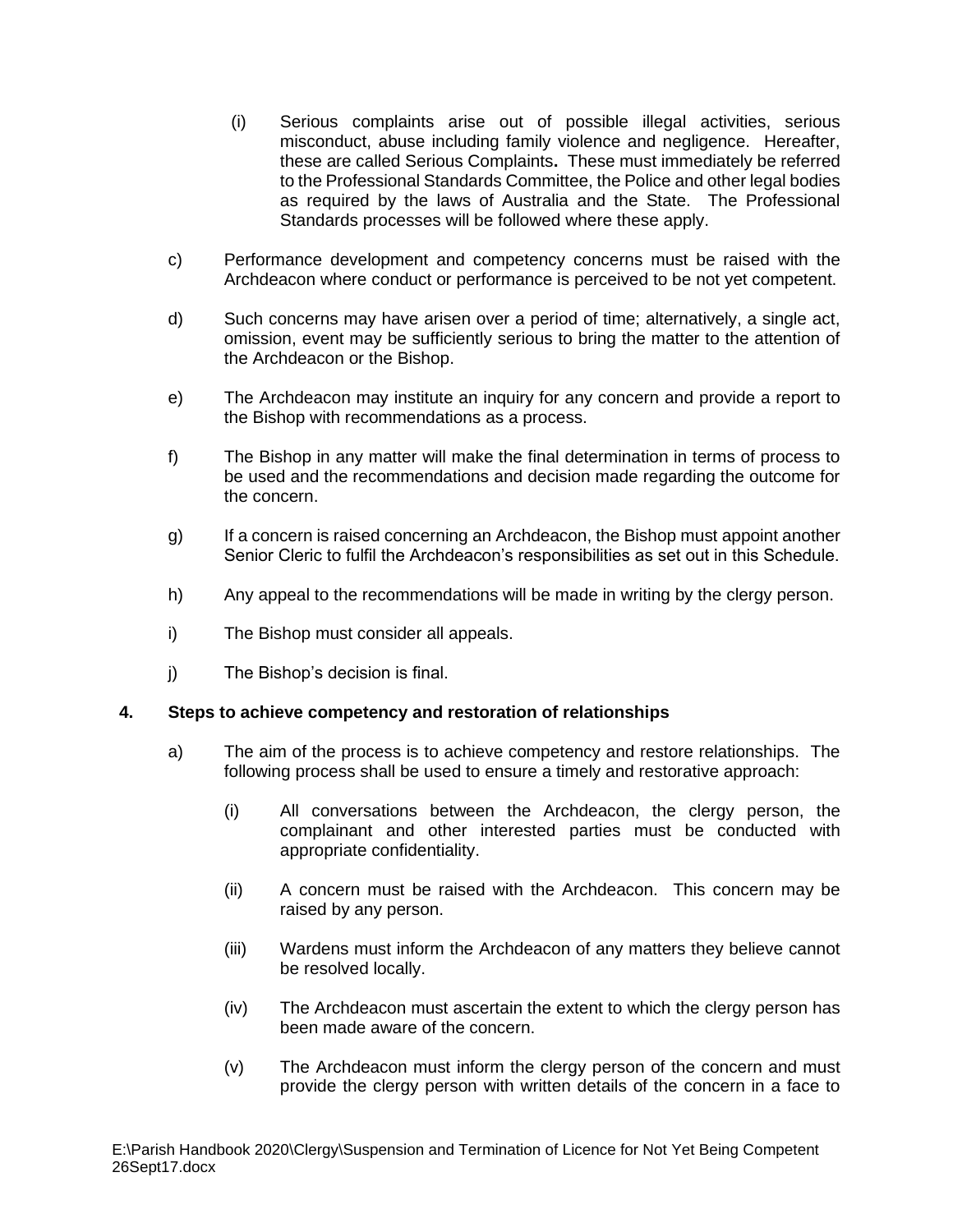(i) Serious complaints arise out of possible illegal activities, serious misconduct, abuse including family violence and negligence. Hereafter, these are called Serious Complaints**.** These must immediately be referred to the Professional Standards Committee, the Police and other legal bodies as required by the laws of Australia and the State. The Professional Standards processes will be followed where these apply.

c) Performance development and competency concerns must be raised with the Archdeacon where conduct or performance is perceived to be not yet competent.

d) Such concerns may have arisen over a period of time; alternatively, a single act, omission, event may be sufficiently serious to bring the matter to the attention of the Archdeacon or the Bishop.

e) The Archdeacon may institute an inquiry for any concern and provide a report to the Bishop with recommendations as a process.

f) The Bishop in any matter will make the final determination in terms of process to be used and the recommendations and decision made regarding the outcome for the concern.

g) If a concern is raised concerning an Archdeacon, the Bishop must appoint another Senior Cleric to fulfil the Archdeacon's responsibilities as set out in this Schedule.

h) Any appeal to the recommendations will be made in writing by the clergy person.

i) The Bishop must consider all appeals.

j) The Bishop's decision is final.

## 4. Steps to achieve competency and restoration of relationships

a) The aim of the process is to achieve competency and restore relationships. The following process shall be used to ensure a timely and restorative approach:

(i) All conversations between the Archdeacon, the clergy person, the complainant and other interested parties must be conducted with appropriate confidentiality.

(ii) A concern must be raised with the Archdeacon. This concern may be raised by any person.

(iii) Wardens must inform the Archdeacon of any matters they believe cannot be resolved locally.

(iv) The Archdeacon must ascertain the extent to which the clergy person has been made aware of the concern.

(v) The Archdeacon must inform the clergy person of the concern and must provide the clergy person with written details of the concern in a face to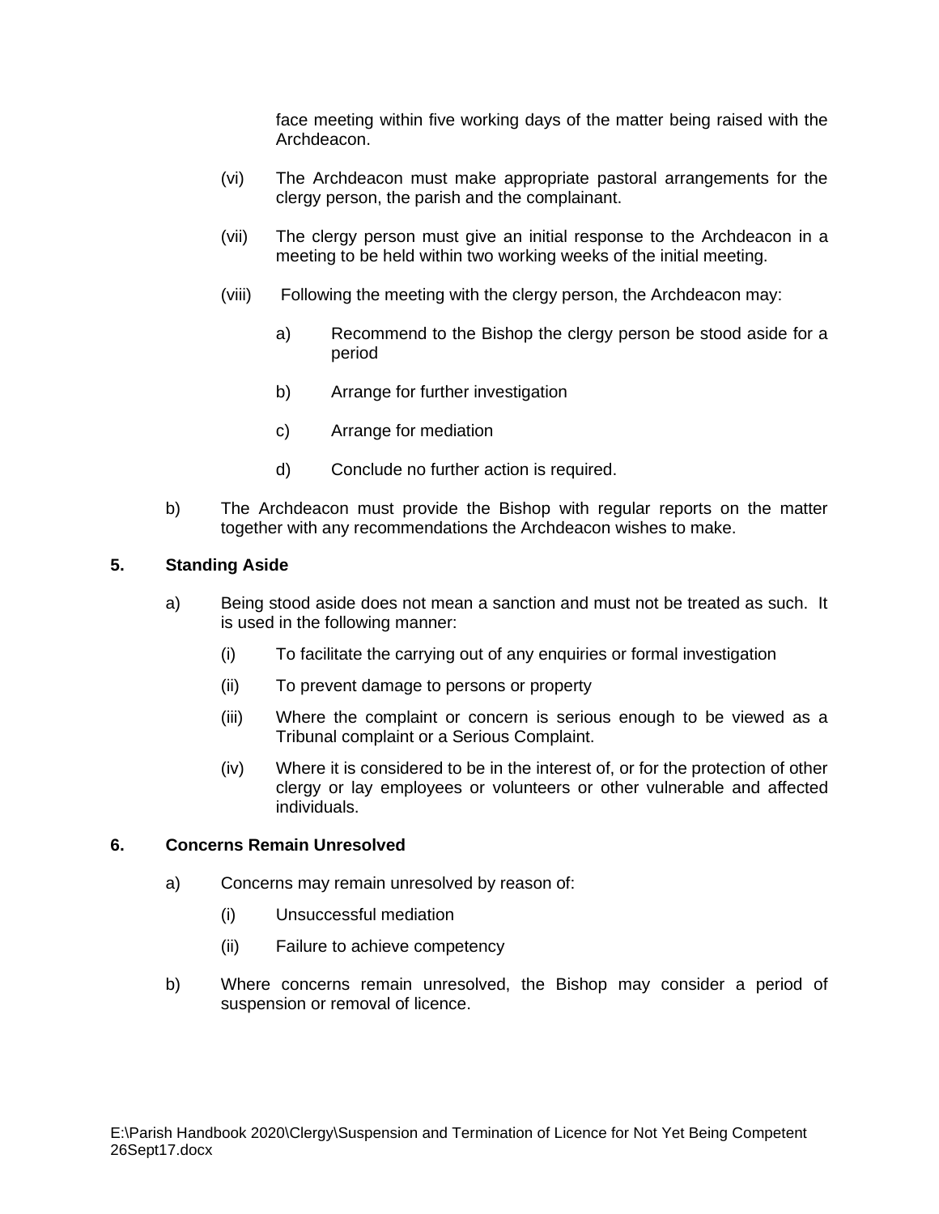face meeting within five working days of the matter being raised with the Archdeacon.

(vi) The Archdeacon must make appropriate pastoral arrangements for the clergy person, the parish and the complainant.

(vii) The clergy person must give an initial response to the Archdeacon in a meeting to be held within two working weeks of the initial meeting.

(viii) Following the meeting with the clergy person, the Archdeacon may:

a) Recommend to the Bishop the clergy person be stood aside for a period

b) Arrange for further investigation

c) Arrange for mediation

d) Conclude no further action is required.

b) The Archdeacon must provide the Bishop with regular reports on the matter together with any recommendations the Archdeacon wishes to make.

**5. Standing Aside**

a) Being stood aside does not mean a sanction and must not be treated as such. It is used in the following manner:

(i) To facilitate the carrying out of any enquiries or formal investigation

(ii) To prevent damage to persons or property

(iii) Where the complaint or concern is serious enough to be viewed as a Tribunal complaint or a Serious Complaint.

(iv) Where it is considered to be in the interest of, or for the protection of other clergy or lay employees or volunteers or other vulnerable and affected individuals.

**6. Concerns Remain Unresolved**

a) Concerns may remain unresolved by reason of:

(i) Unsuccessful mediation

(ii) Failure to achieve competency

b) Where concerns remain unresolved, the Bishop may consider a period of suspension or removal of licence.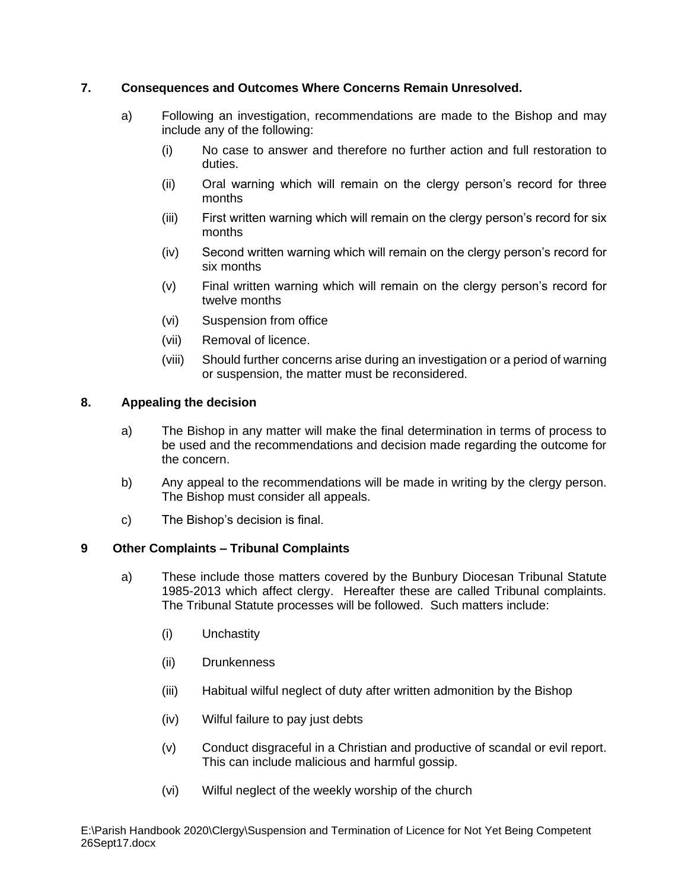## 7. Consequences and Outcomes Where Concerns Remain Unresolved.

a) Following an investigation, recommendations are made to the Bishop and may include any of the following:

(i) No case to answer and therefore no further action and full restoration to duties.

(ii) Oral warning which will remain on the clergy person's record for three months

(iii) First written warning which will remain on the clergy person's record for six months

(iv) Second written warning which will remain on the clergy person's record for six months

(v) Final written warning which will remain on the clergy person's record for twelve months

(vi) Suspension from office

(vii) Removal of licence.

(viii) Should further concerns arise during an investigation or a period of warning or suspension, the matter must be reconsidered.

## 8. Appealing the decision

a) The Bishop in any matter will make the final determination in terms of process to be used and the recommendations and decision made regarding the outcome for the concern.

b) Any appeal to the recommendations will be made in writing by the clergy person. The Bishop must consider all appeals.

c) The Bishop's decision is final.

## 9 Other Complaints – Tribunal Complaints

a) These include those matters covered by the Bunbury Diocesan Tribunal Statute 1985-2013 which affect clergy. Hereafter these are called Tribunal complaints. The Tribunal Statute processes will be followed. Such matters include:

(i) Unchastity

(ii) Drunkenness

(iii) Habitual wilful neglect of duty after written admonition by the Bishop

(iv) Wilful failure to pay just debts

(v) Conduct disgraceful in a Christian and productive of scandal or evil report. This can include malicious and harmful gossip.

(vi) Wilful neglect of the weekly worship of the church

E:\Parish Handbook 2020\Clergy\Suspension and Termination of Licence for Not Yet Being Competent 26Sept17.docx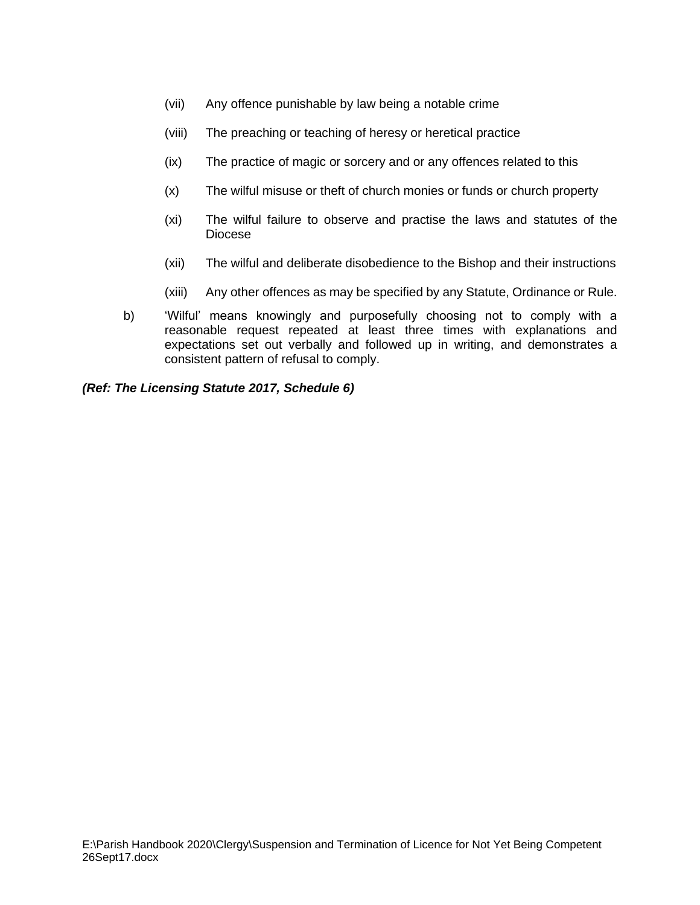(vii) Any offence punishable by law being a notable crime

(viii) The preaching or teaching of heresy or heretical practice

(ix) The practice of magic or sorcery and or any offences related to this

(x) The wilful misuse or theft of church monies or funds or church property

(xi) The wilful failure to observe and practise the laws and statutes of the Diocese

(xii) The wilful and deliberate disobedience to the Bishop and their instructions

(xiii) Any other offences as may be specified by any Statute, Ordinance or Rule.

b) 'Wilful' means knowingly and purposefully choosing not to comply with a reasonable request repeated at least three times with explanations and expectations set out verbally and followed up in writing, and demonstrates a consistent pattern of refusal to comply.

***(Ref: The Licensing Statute 2017, Schedule 6)***